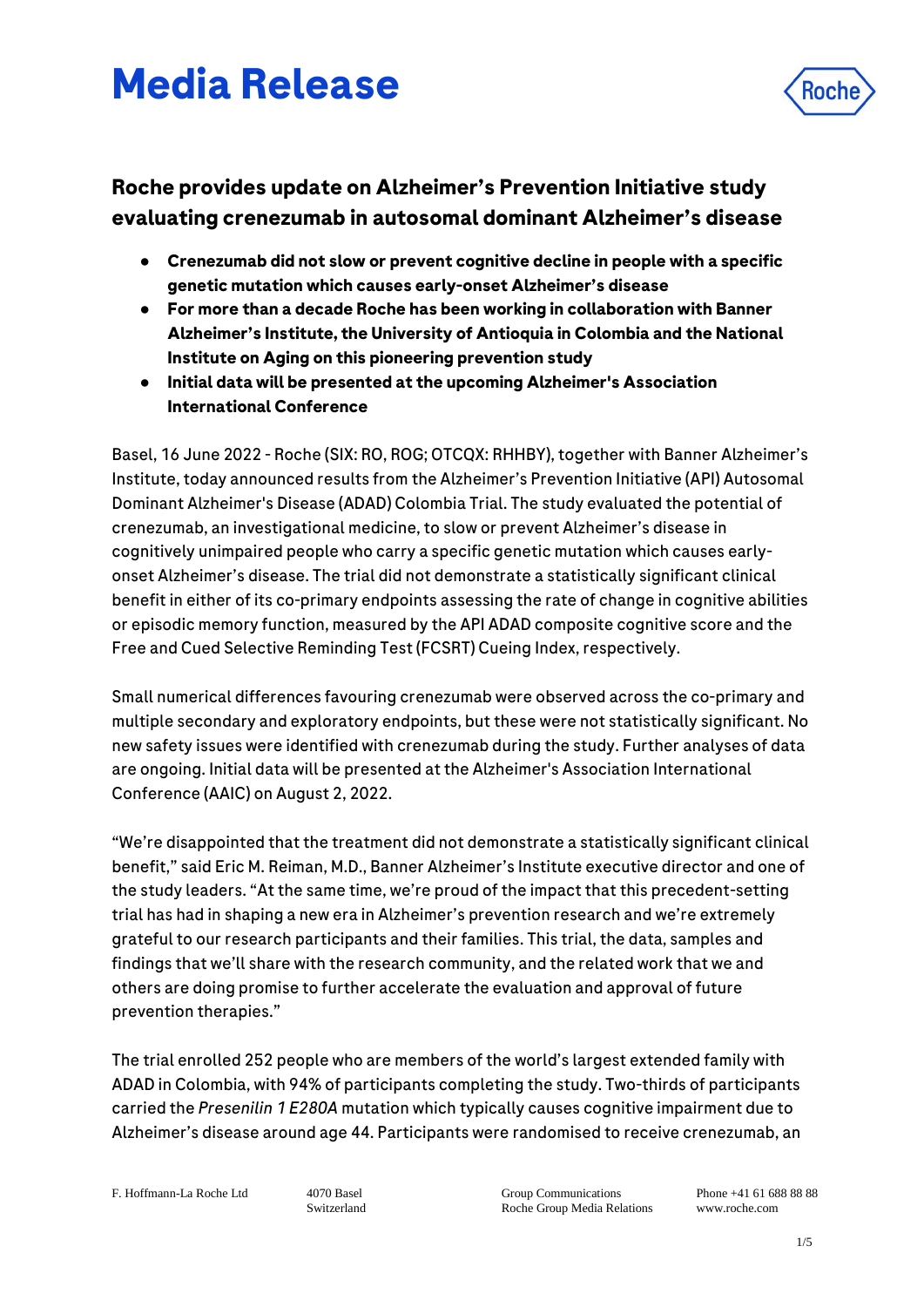# Media Release

## Roche provides update on Alzheimer's Prevention Initiative study evaluating crenezumab in autosomal dominant Alzheimer's disease

- **Crenezumab did not slow or prevent cognitive decline in people with a specific genetic mutation which causes early-onset Alzheimer's disease**
- **For more than a decade Roche has been working in collaboration with Banner Alzheimer's Institute, the University of Antioquia in Colombia and the National Institute on Aging on this pioneering prevention study**
- **Initial data will be presented at the upcoming Alzheimer's Association International Conference**

Basel, 16 June 2022 - Roche (SIX: RO, ROG; OTCQX: RHHBY), together with Banner Alzheimer's Institute, today announced results from the Alzheimer's Prevention Initiative (API) Autosomal Dominant Alzheimer's Disease (ADAD) Colombia Trial. The study evaluated the potential of crenezumab, an investigational medicine, to slow or prevent Alzheimer's disease in cognitively unimpaired people who carry a specific genetic mutation which causes early-onset Alzheimer's disease. The trial did not demonstrate a statistically significant clinical benefit in either of its co-primary endpoints assessing the rate of change in cognitive abilities or episodic memory function, measured by the API ADAD composite cognitive score and the Free and Cued Selective Reminding Test (FCSRT) Cueing Index, respectively.

Small numerical differences favouring crenezumab were observed across the co-primary and multiple secondary and exploratory endpoints, but these were not statistically significant. No new safety issues were identified with crenezumab during the study. Further analyses of data are ongoing. Initial data will be presented at the Alzheimer's Association International Conference (AAIC) on August 2, 2022.

"We're disappointed that the treatment did not demonstrate a statistically significant clinical benefit," said Eric M. Reiman, M.D., Banner Alzheimer's Institute executive director and one of the study leaders. "At the same time, we're proud of the impact that this precedent-setting trial has had in shaping a new era in Alzheimer's prevention research and we're extremely grateful to our research participants and their families. This trial, the data, samples and findings that we'll share with the research community, and the related work that we and others are doing promise to further accelerate the evaluation and approval of future prevention therapies."

The trial enrolled 252 people who are members of the world's largest extended family with ADAD in Colombia, with 94% of participants completing the study. Two-thirds of participants carried the *Presenilin 1 E280A* mutation which typically causes cognitive impairment due to Alzheimer's disease around age 44. Participants were randomised to receive crenezumab, an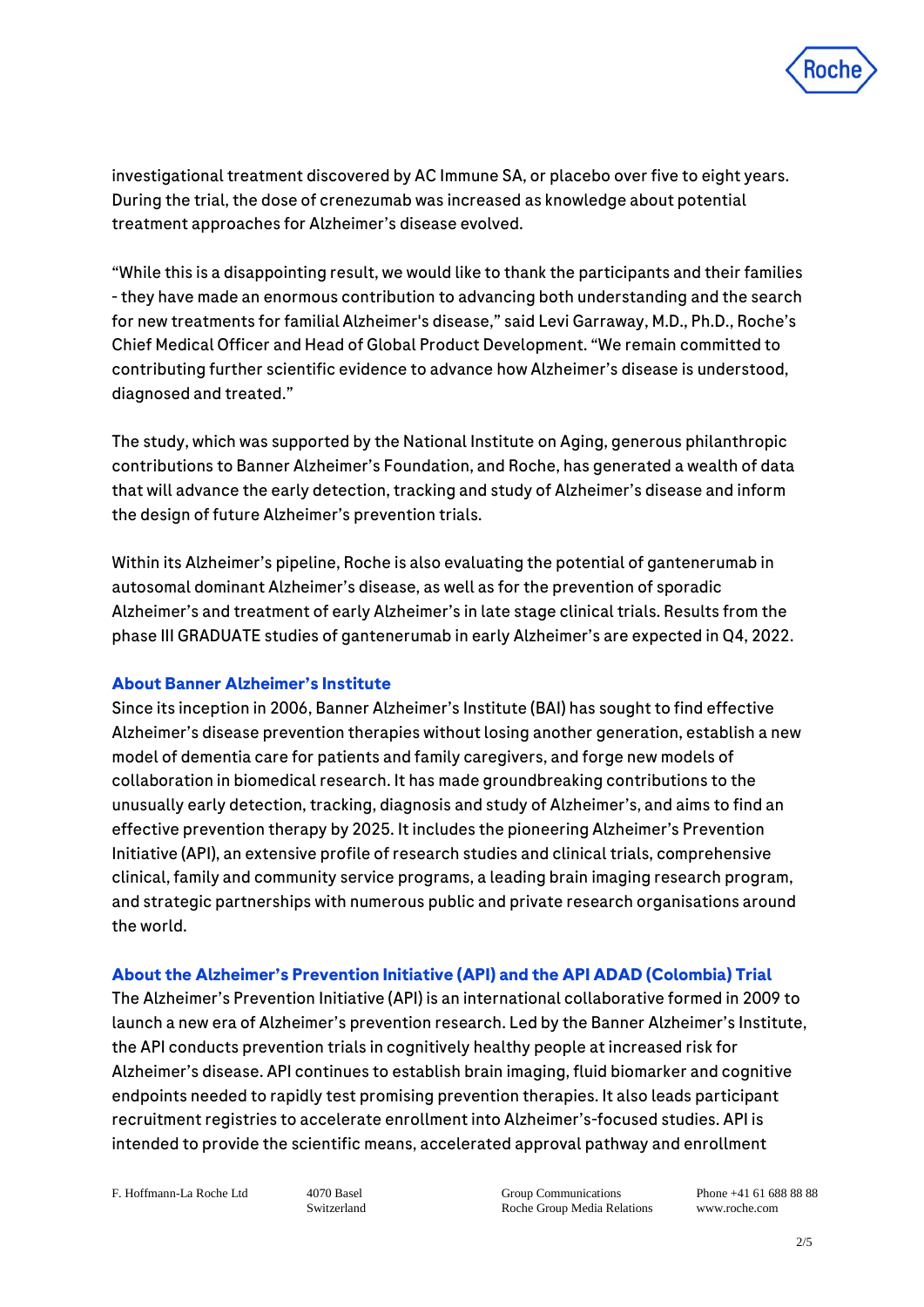investigational treatment discovered by AC Immune SA, or placebo over five to eight years. During the trial, the dose of crenezumab was increased as knowledge about potential treatment approaches for Alzheimer's disease evolved.

"While this is a disappointing result, we would like to thank the participants and their families - they have made an enormous contribution to advancing both understanding and the search for new treatments for familial Alzheimer's disease," said Levi Garraway, M.D., Ph.D., Roche's Chief Medical Officer and Head of Global Product Development. "We remain committed to contributing further scientific evidence to advance how Alzheimer's disease is understood, diagnosed and treated."

The study, which was supported by the National Institute on Aging, generous philanthropic contributions to Banner Alzheimer's Foundation, and Roche, has generated a wealth of data that will advance the early detection, tracking and study of Alzheimer's disease and inform the design of future Alzheimer's prevention trials.

Within its Alzheimer's pipeline, Roche is also evaluating the potential of gantenerumab in autosomal dominant Alzheimer's disease, as well as for the prevention of sporadic Alzheimer's and treatment of early Alzheimer's in late stage clinical trials. Results from the phase III GRADUATE studies of gantenerumab in early Alzheimer's are expected in Q4, 2022.

## About Banner Alzheimer's Institute

Since its inception in 2006, Banner Alzheimer's Institute (BAI) has sought to find effective Alzheimer's disease prevention therapies without losing another generation, establish a new model of dementia care for patients and family caregivers, and forge new models of collaboration in biomedical research. It has made groundbreaking contributions to the unusually early detection, tracking, diagnosis and study of Alzheimer's, and aims to find an effective prevention therapy by 2025. It includes the pioneering Alzheimer's Prevention Initiative (API), an extensive profile of research studies and clinical trials, comprehensive clinical, family and community service programs, a leading brain imaging research program, and strategic partnerships with numerous public and private research organisations around the world.

## About the Alzheimer's Prevention Initiative (API) and the API ADAD (Colombia) Trial

The Alzheimer's Prevention Initiative (API) is an international collaborative formed in 2009 to launch a new era of Alzheimer's prevention research. Led by the Banner Alzheimer's Institute, the API conducts prevention trials in cognitively healthy people at increased risk for Alzheimer's disease. API continues to establish brain imaging, fluid biomarker and cognitive endpoints needed to rapidly test promising prevention therapies. It also leads participant recruitment registries to accelerate enrollment into Alzheimer's-focused studies. API is intended to provide the scientific means, accelerated approval pathway and enrollment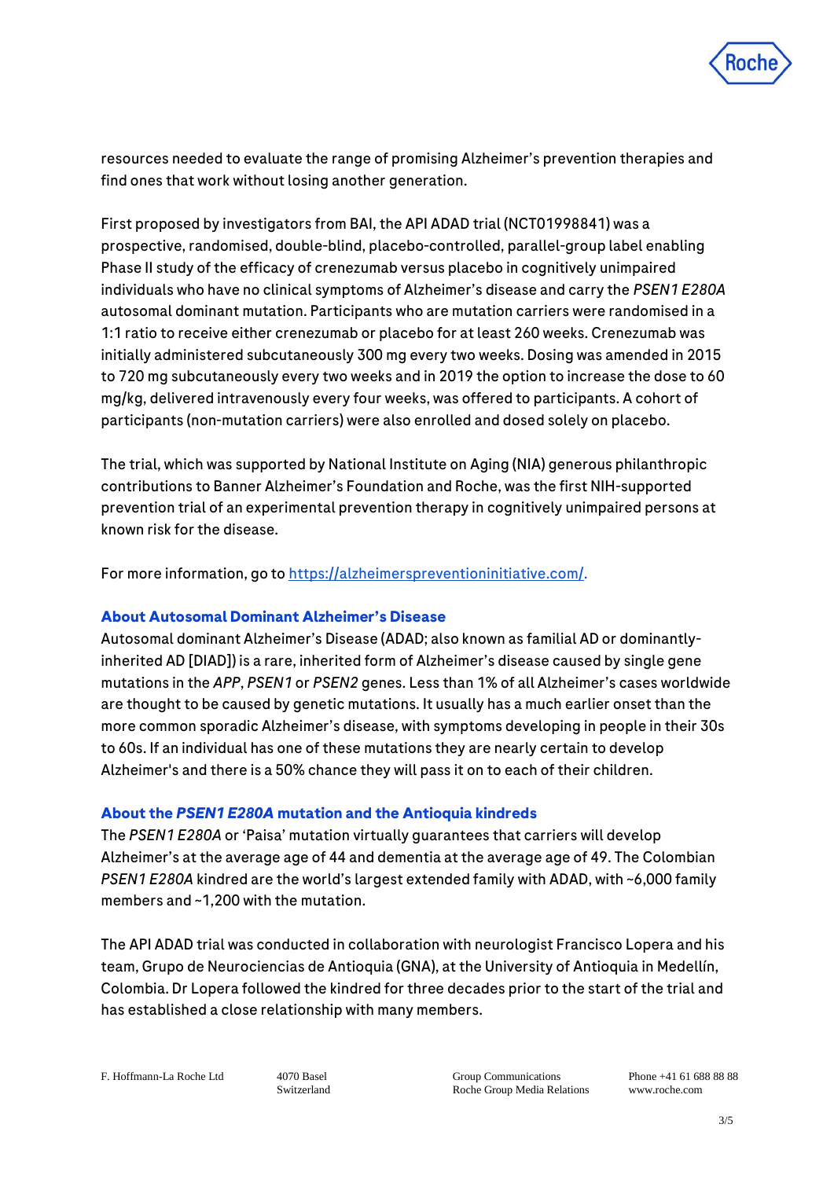resources needed to evaluate the range of promising Alzheimer's prevention therapies and find ones that work without losing another generation.

First proposed by investigators from BAI, the API ADAD trial (NCT01998841) was a prospective, randomised, double-blind, placebo-controlled, parallel-group label enabling Phase II study of the efficacy of crenezumab versus placebo in cognitively unimpaired individuals who have no clinical symptoms of Alzheimer's disease and carry the *PSEN1 E280A* autosomal dominant mutation. Participants who are mutation carriers were randomised in a 1:1 ratio to receive either crenezumab or placebo for at least 260 weeks. Crenezumab was initially administered subcutaneously 300 mg every two weeks. Dosing was amended in 2015 to 720 mg subcutaneously every two weeks and in 2019 the option to increase the dose to 60 mg/kg, delivered intravenously every four weeks, was offered to participants. A cohort of participants (non-mutation carriers) were also enrolled and dosed solely on placebo.

The trial, which was supported by National Institute on Aging (NIA) generous philanthropic contributions to Banner Alzheimer's Foundation and Roche, was the first NIH-supported prevention trial of an experimental prevention therapy in cognitively unimpaired persons at known risk for the disease.

For more information, go to [https://alzheimerspreventioninitiative.com/](https://alzheimerspreventioninitiative.com/).

### About Autosomal Dominant Alzheimer's Disease

Autosomal dominant Alzheimer's Disease (ADAD; also known as familial AD or dominantly-inherited AD [DIAD]) is a rare, inherited form of Alzheimer's disease caused by single gene mutations in the *APP*, *PSEN1* or *PSEN2* genes. Less than 1% of all Alzheimer's cases worldwide are thought to be caused by genetic mutations. It usually has a much earlier onset than the more common sporadic Alzheimer's disease, with symptoms developing in people in their 30s to 60s. If an individual has one of these mutations they are nearly certain to develop Alzheimer's and there is a 50% chance they will pass it on to each of their children.

### About the *PSEN1 E280A* mutation and the Antioquia kindreds

The *PSEN1 E280A* or 'Paisa' mutation virtually guarantees that carriers will develop Alzheimer's at the average age of 44 and dementia at the average age of 49. The Colombian *PSEN1 E280A* kindred are the world's largest extended family with ADAD, with ~6,000 family members and ~1,200 with the mutation.

The API ADAD trial was conducted in collaboration with neurologist Francisco Lopera and his team, Grupo de Neurociencias de Antioquia (GNA), at the University of Antioquia in Medellín, Colombia. Dr Lopera followed the kindred for three decades prior to the start of the trial and has established a close relationship with many members.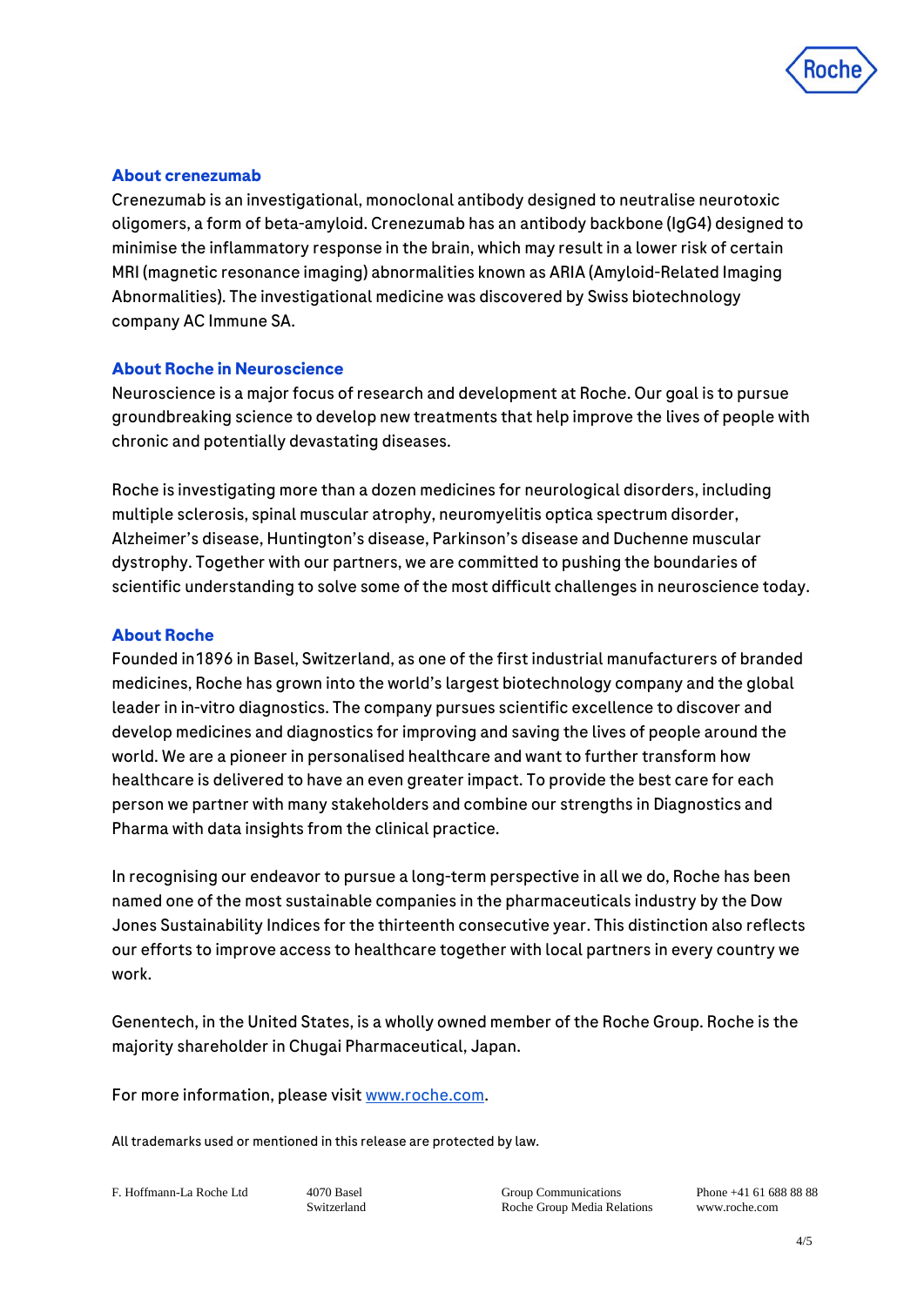## About crenezumab

Crenezumab is an investigational, monoclonal antibody designed to neutralise neurotoxic oligomers, a form of beta-amyloid. Crenezumab has an antibody backbone (IgG4) designed to minimise the inflammatory response in the brain, which may result in a lower risk of certain MRI (magnetic resonance imaging) abnormalities known as ARIA (Amyloid-Related Imaging Abnormalities). The investigational medicine was discovered by Swiss biotechnology company AC Immune SA.

## About Roche in Neuroscience

Neuroscience is a major focus of research and development at Roche. Our goal is to pursue groundbreaking science to develop new treatments that help improve the lives of people with chronic and potentially devastating diseases.

Roche is investigating more than a dozen medicines for neurological disorders, including multiple sclerosis, spinal muscular atrophy, neuromyelitis optica spectrum disorder, Alzheimer's disease, Huntington's disease, Parkinson's disease and Duchenne muscular dystrophy. Together with our partners, we are committed to pushing the boundaries of scientific understanding to solve some of the most difficult challenges in neuroscience today.

## About Roche

Founded in1896 in Basel, Switzerland, as one of the first industrial manufacturers of branded medicines, Roche has grown into the world's largest biotechnology company and the global leader in in-vitro diagnostics. The company pursues scientific excellence to discover and develop medicines and diagnostics for improving and saving the lives of people around the world. We are a pioneer in personalised healthcare and want to further transform how healthcare is delivered to have an even greater impact. To provide the best care for each person we partner with many stakeholders and combine our strengths in Diagnostics and Pharma with data insights from the clinical practice.

In recognising our endeavor to pursue a long-term perspective in all we do, Roche has been named one of the most sustainable companies in the pharmaceuticals industry by the Dow Jones Sustainability Indices for the thirteenth consecutive year. This distinction also reflects our efforts to improve access to healthcare together with local partners in every country we work.

Genentech, in the United States, is a wholly owned member of the Roche Group. Roche is the majority shareholder in Chugai Pharmaceutical, Japan.

For more information, please visit www.roche.com.

All trademarks used or mentioned in this release are protected by law.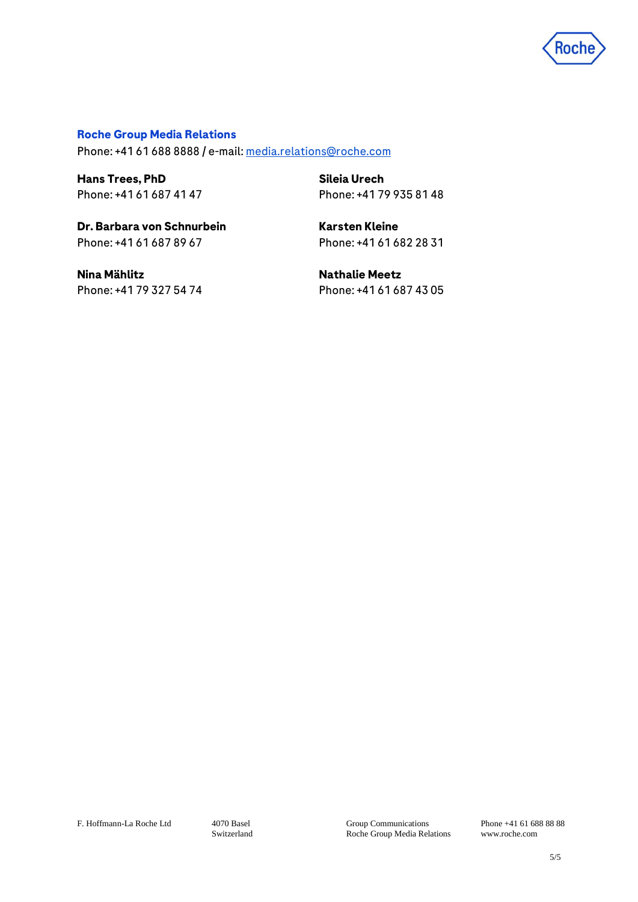**Roche Group Media Relations**
Phone: +41 61 688 8888 / e-mail: media.relations@roche.com

**Hans Trees, PhD**
Phone: +41 61 687 41 47

**Sileia Urech**
Phone: +41 79 935 81 48

**Dr. Barbara von Schnurbein**
Phone: +41 61 687 89 67

**Karsten Kleine**
Phone: +41 61 682 28 31

**Nina Mählitz**
Phone: +41 79 327 54 74

**Nathalie Meetz**
Phone: +41 61 687 43 05

F. Hoffmann-La Roche Ltd
4070 Basel
Switzerland

Group Communications
Roche Group Media Relations

Phone +41 61 688 88 88
www.roche.com